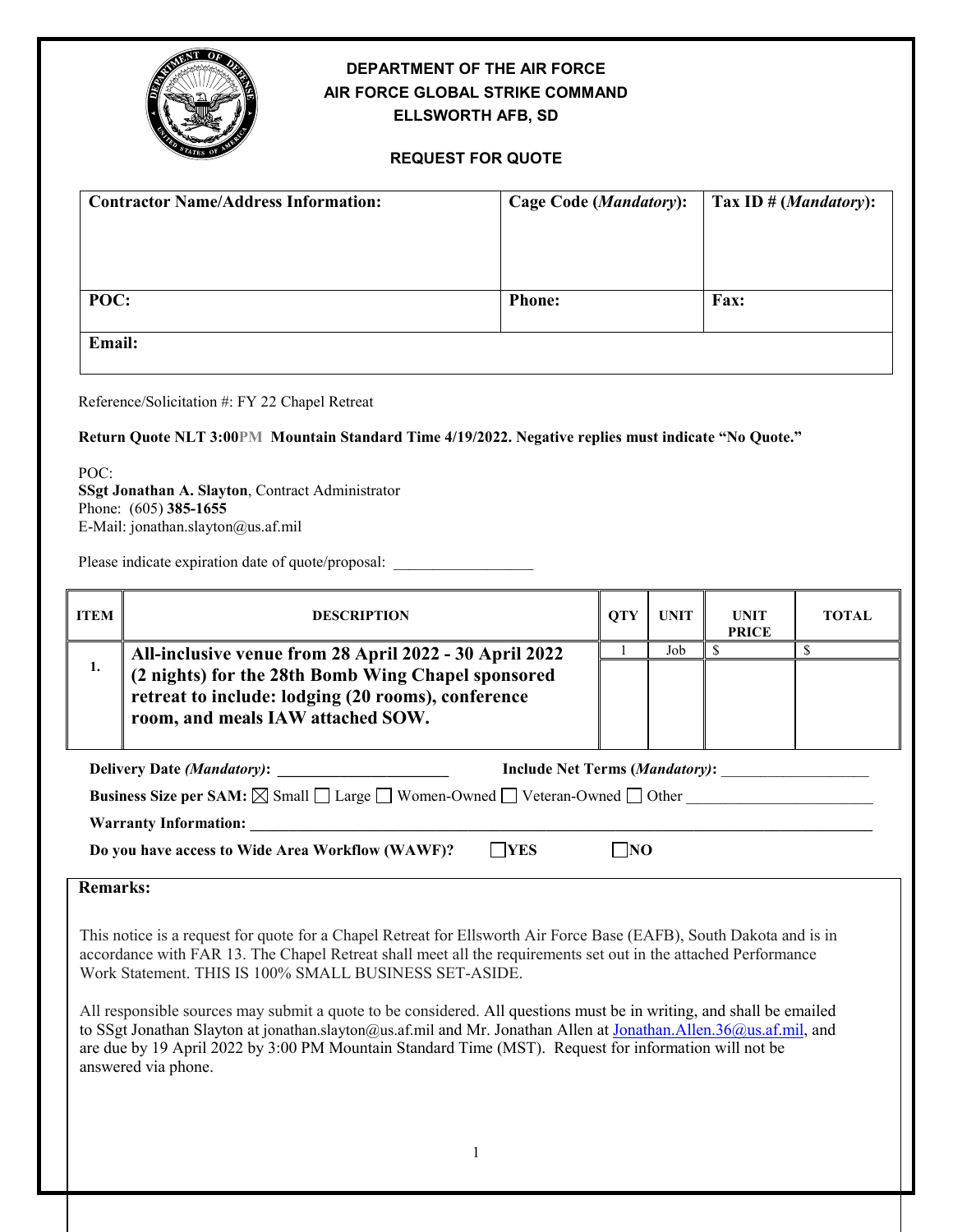**DEPARTMENT OF THE AIR FORCE**
**AIR FORCE GLOBAL STRIKE COMMAND**
**ELLSWORTH AFB, SD**

**REQUEST FOR QUOTE**

| **Contractor Name/Address Information:** | **Cage Code (*Mandatory*):** | **Tax ID # (*Mandatory*):** |
|---|---|---|
| **POC:** | **Phone:** | **Fax:** |
| **Email:** | | |

Reference/Solicitation #: FY 22 Chapel Retreat

**Return Quote NLT 3:00PM Mountain Standard Time 4/19/2022. Negative replies must indicate "No Quote."**

POC:
**SSgt Jonathan A. Slayton**, Contract Administrator
Phone: (605) **385-1655**
E-Mail: jonathan.slayton@us.af.mil

Please indicate expiration date of quote/proposal: __________________

| ITEM | DESCRIPTION | QTY | UNIT | UNIT PRICE | TOTAL |
|---|---|---|---|---|---|
| 1. | **All-inclusive venue from 28 April 2022 - 30 April 2022 (2 nights) for the 28th Bomb Wing Chapel sponsored retreat to include: lodging (20 rooms), conference room, and meals IAW attached SOW.** | 1 | Job | $ | $ |

**Delivery Date *(Mandatory)*:** ______________________ **Include Net Terms (*Mandatory*):** ___________________

**Business Size per SAM:** ☒ Small ☐ Large ☐ Women-Owned ☐ Veteran-Owned ☐ Other ________________________

**Warranty Information:** ____________________________________________________________

**Do you have access to Wide Area Workflow (WAWF)?** ☐**YES** ☐**NO**

**Remarks:**

This notice is a request for quote for a Chapel Retreat for Ellsworth Air Force Base (EAFB), South Dakota and is in accordance with FAR 13. The Chapel Retreat shall meet all the requirements set out in the attached Performance Work Statement. THIS IS 100% SMALL BUSINESS SET-ASIDE.

All responsible sources may submit a quote to be considered. All questions must be in writing, and shall be emailed to SSgt Jonathan Slayton at jonathan.slayton@us.af.mil and Mr. Jonathan Allen at Jonathan.Allen.36@us.af.mil, and are due by 19 April 2022 by 3:00 PM Mountain Standard Time (MST). Request for information will not be answered via phone.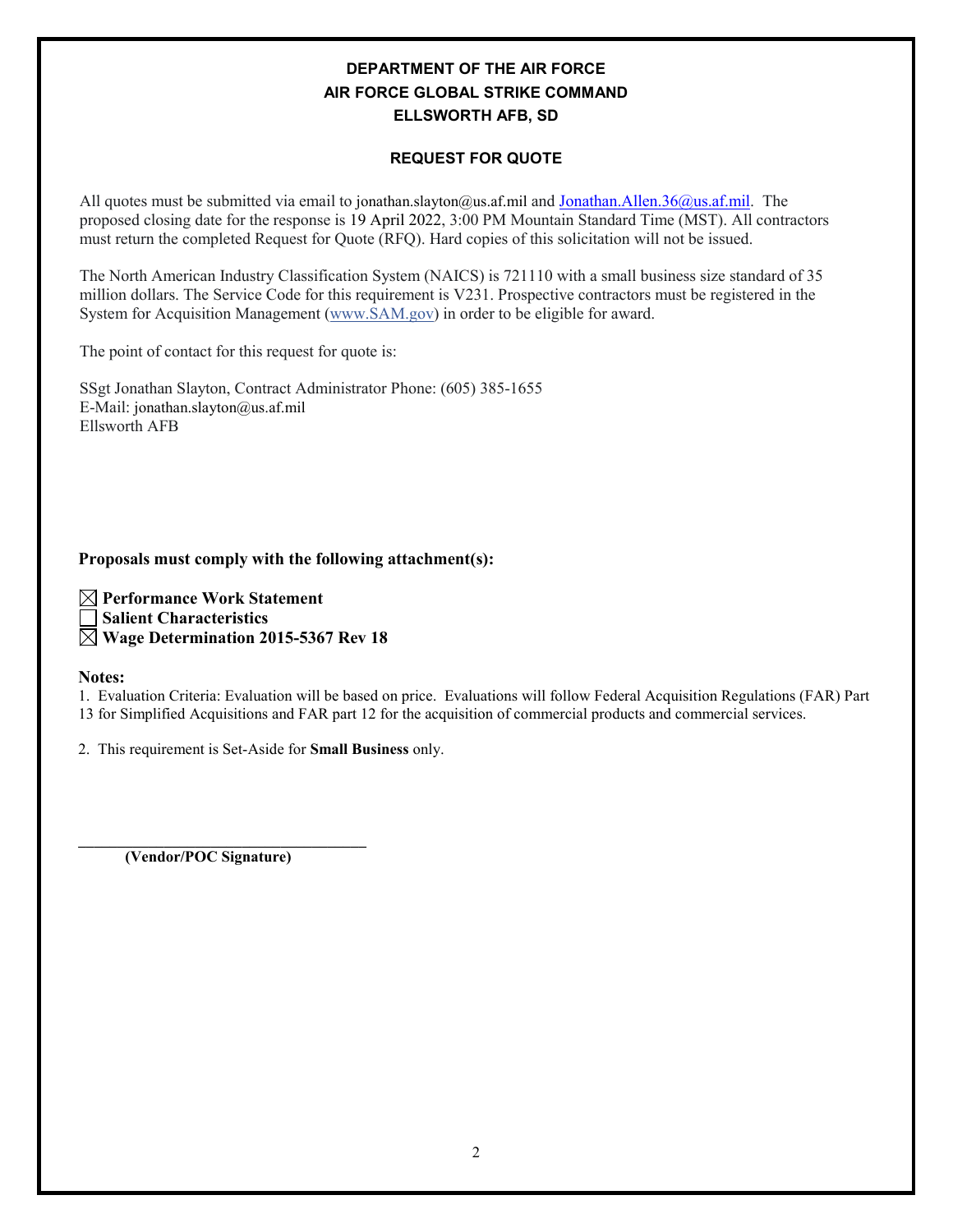**DEPARTMENT OF THE AIR FORCE**
**AIR FORCE GLOBAL STRIKE COMMAND**
**ELLSWORTH AFB, SD**

**REQUEST FOR QUOTE**

All quotes must be submitted via email to jonathan.slayton@us.af.mil and Jonathan.Allen.36@us.af.mil. The proposed closing date for the response is 19 April 2022, 3:00 PM Mountain Standard Time (MST). All contractors must return the completed Request for Quote (RFQ). Hard copies of this solicitation will not be issued.

The North American Industry Classification System (NAICS) is 721110 with a small business size standard of 35 million dollars. The Service Code for this requirement is V231. Prospective contractors must be registered in the System for Acquisition Management (www.SAM.gov) in order to be eligible for award.

The point of contact for this request for quote is:

SSgt Jonathan Slayton, Contract Administrator Phone: (605) 385-1655
E-Mail: jonathan.slayton@us.af.mil
Ellsworth AFB

**Proposals must comply with the following attachment(s):**

- ☒ **Performance Work Statement**
- ☐ **Salient Characteristics**
- ☒ **Wage Determination 2015-5367 Rev 18**

**Notes:**

1. Evaluation Criteria: Evaluation will be based on price. Evaluations will follow Federal Acquisition Regulations (FAR) Part 13 for Simplified Acquisitions and FAR part 12 for the acquisition of commercial products and commercial services.

2. This requirement is Set-Aside for **Small Business** only.

\_\_\_\_\_\_\_\_\_\_\_\_\_\_\_\_\_\_\_\_\_\_\_\_\_\_\_\_\_\_\_\_\_\_\_\_

**(Vendor/POC Signature)**